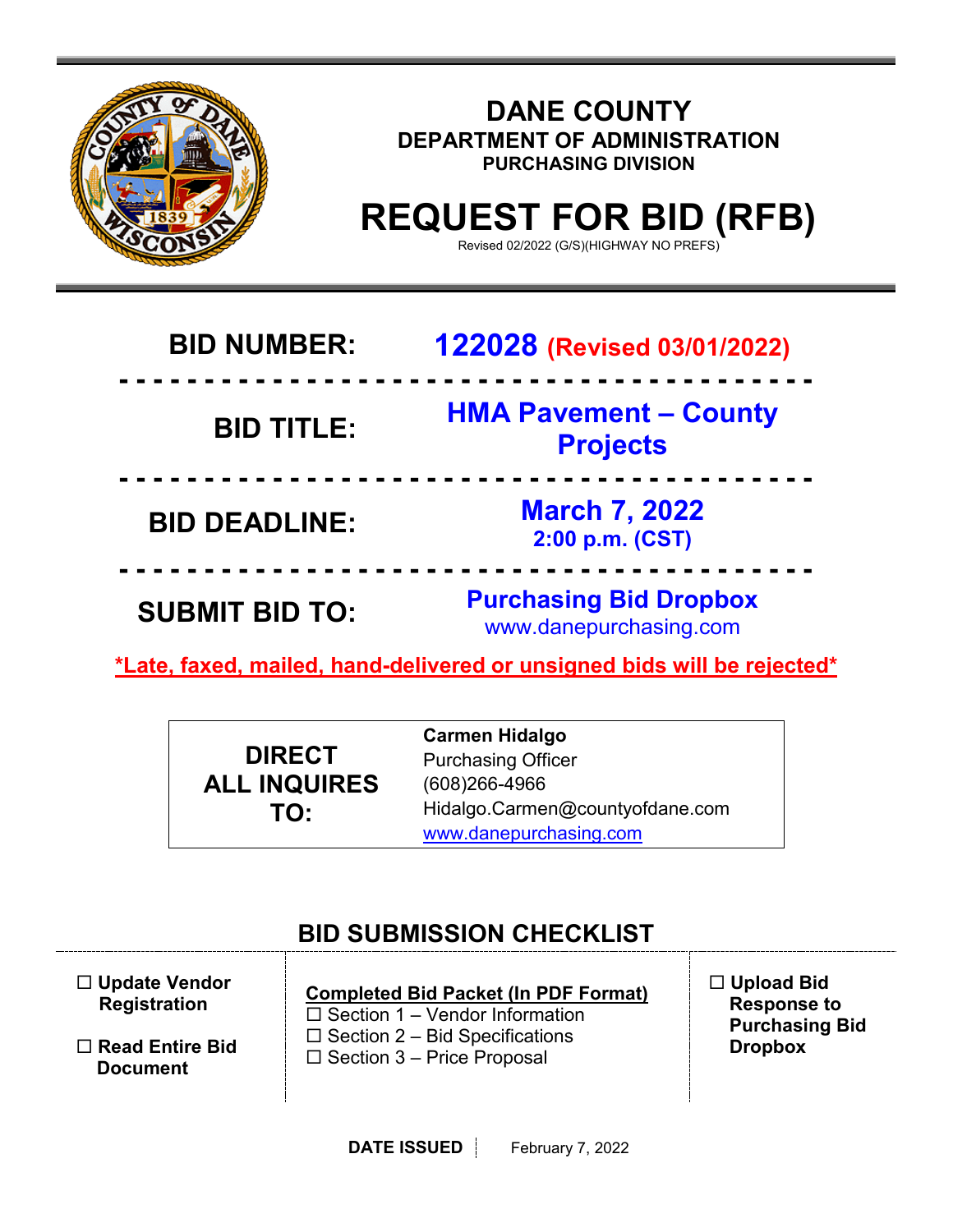# DANE COUNTY

## DEPARTMENT OF ADMINISTRATION

### PURCHASING DIVISION

# REQUEST FOR BID (RFB)

Revised 02/2022 (G/S)(HIGHWAY NO PREFS)

| | |
|---|---|
| **BID NUMBER:** | **122028 (Revised 03/01/2022)** |
| **BID TITLE:** | **HMA Pavement – County Projects** |
| **BID DEADLINE:** | **March 7, 2022**<br>**2:00 p.m. (CST)** |
| **SUBMIT BID TO:** | **Purchasing Bid Dropbox**<br>www.danepurchasing.com |

***Late, faxed, mailed, hand-delivered or unsigned bids will be rejected***

| | |
|---|---|
| **DIRECT ALL INQUIRES TO:** | **Carmen Hidalgo**<br>Purchasing Officer<br>(608)266-4966<br>Hidalgo.Carmen@countyofdane.com<br>www.danepurchasing.com |

## BID SUBMISSION CHECKLIST

☐ **Update Vendor Registration**

☐ **Read Entire Bid Document**

**Completed Bid Packet (In PDF Format)**

☐ Section 1 – Vendor Information

☐ Section 2 – Bid Specifications

☐ Section 3 – Price Proposal

☐ **Upload Bid Response to Purchasing Bid Dropbox**

**DATE ISSUED** February 7, 2022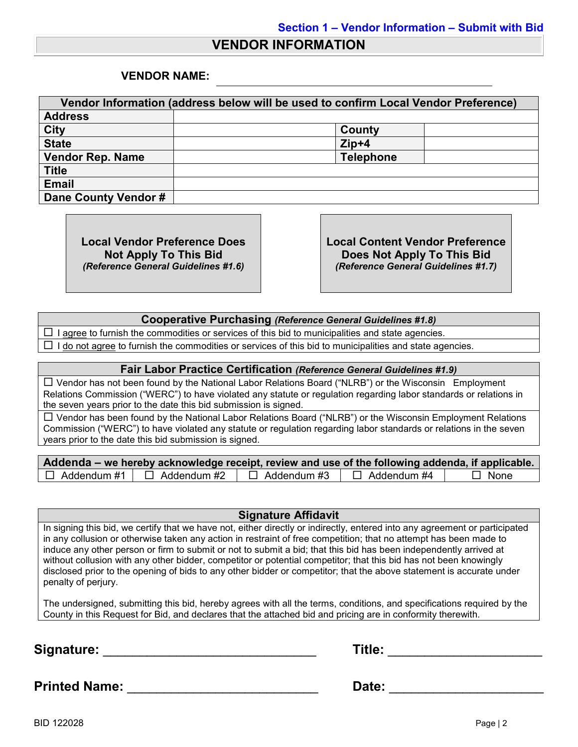Section 1 – Vendor Information – Submit with Bid

# VENDOR INFORMATION

**VENDOR NAME:** ______________________________________________

| Vendor Information (address below will be used to confirm Local Vendor Preference) | | | |
|---|---|---|---|
| **Address** | | | |
| **City** | | **County** | |
| **State** | | **Zip+4** | |
| **Vendor Rep. Name** | | **Telephone** | |
| **Title** | | | |
| **Email** | | | |
| **Dane County Vendor #** | | | |

**Local Vendor Preference Does Not Apply To This Bid**
***(Reference General Guidelines #1.6)***

**Local Content Preference Does Not Apply To This Bid**
***(Reference General Guidelines #1.7)***

| **Cooperative Purchasing** ***(Reference General Guidelines #1.8)*** |
|---|
| ☐ I agree to furnish the commodities or services of this bid to municipalities and state agencies. |
| ☐ I do not agree to furnish the commodities or services of this bid to municipalities and state agencies. |

| **Fair Labor Practice Certification** ***(Reference General Guidelines #1.9)*** |
|---|
| ☐ Vendor has not been found by the National Labor Relations Board ("NLRB") or the Wisconsin Employment Relations Commission ("WERC") to have violated any statute or regulation regarding labor standards or relations in the seven years prior to the date this bid submission is signed. |
| ☐ Vendor has been found by the National Labor Relations Board ("NLRB") or the Wisconsin Employment Relations Commission ("WERC") to have violated any statute or regulation regarding labor standards or relations in the seven years prior to the date this bid submission is signed. |

| **Addenda – we hereby acknowledge receipt, review and use of the following addenda, if applicable.** | | | | |
|---|---|---|---|---|
| ☐ Addendum #1 | ☐ Addendum #2 | ☐ Addendum #3 | ☐ Addendum #4 | ☐ None |

| **Signature Affidavit** |
|---|
| In signing this bid, we certify that we have not, either directly or indirectly, entered into any agreement or participated in any collusion or otherwise taken any action in restraint of free competition; that no attempt has been made to induce any other person or firm to submit or not to submit a bid; that this bid has been independently arrived at without collusion with any other bidder, competitor or potential competitor; that this bid has not been knowingly disclosed prior to the opening of bids to any other bidder or competitor; that the above statement is accurate under penalty of perjury.<br><br>The undersigned, submitting this bid, hereby agrees with all the terms, conditions, and specifications required by the County in this Request for Bid, and declares that the attached bid and pricing are in conformity therewith. |

**Signature:** ______________________________ **Title:** ______________________

**Printed Name:** ___________________________ **Date:** ______________________

BID 122028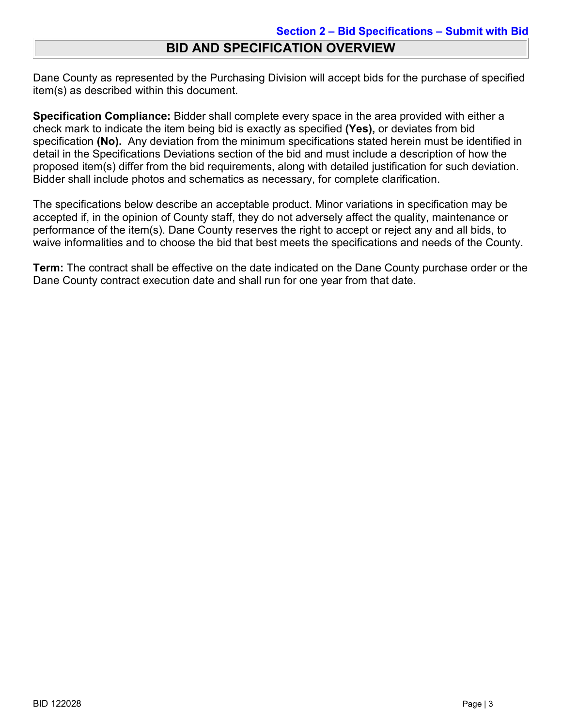**Section 2 – Bid Specifications – Submit with Bid**

## BID AND SPECIFICATION OVERVIEW

Dane County as represented by the Purchasing Division will accept bids for the purchase of specified item(s) as described within this document.

**Specification Compliance:** Bidder shall complete every space in the area provided with either a check mark to indicate the item being bid is exactly as specified **(Yes),** or deviates from bid specification **(No).** Any deviation from the minimum specifications stated herein must be identified in detail in the Specifications Deviations section of the bid and must include a description of how the proposed item(s) differ from the bid requirements, along with detailed justification for such deviation. Bidder shall include photos and schematics as necessary, for complete clarification.

The specifications below describe an acceptable product. Minor variations in specification may be accepted if, in the opinion of County staff, they do not adversely affect the quality, maintenance or performance of the item(s). Dane County reserves the right to accept or reject any and all bids, to waive informalities and to choose the bid that best meets the specifications and needs of the County.

**Term:** The contract shall be effective on the date indicated on the Dane County purchase order or the Dane County contract execution date and shall run for one year from that date.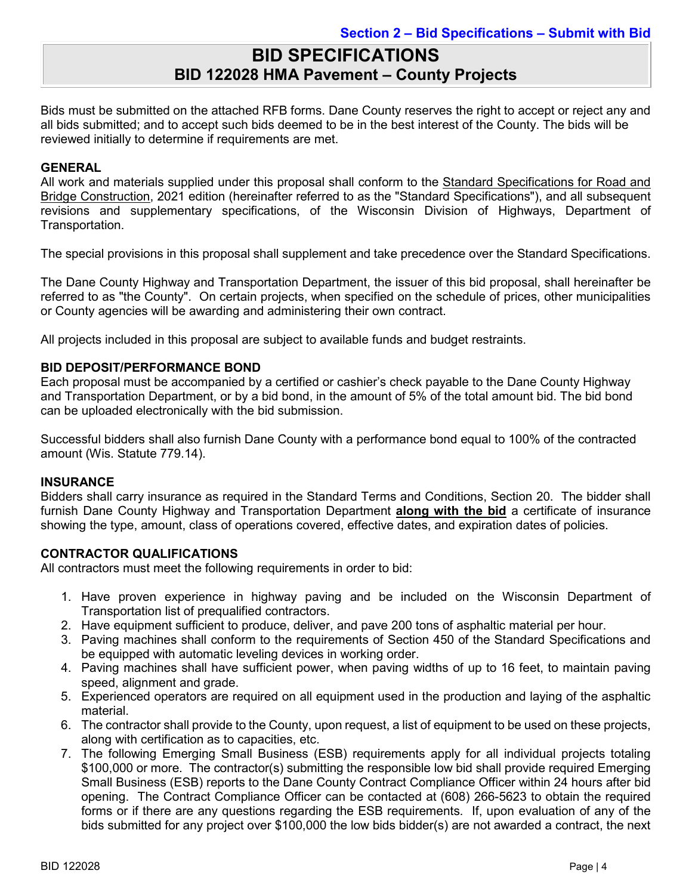Section 2 – Bid Specifications – Submit with Bid

# BID SPECIFICATIONS
## BID 122028 HMA Pavement – County Projects

Bids must be submitted on the attached RFB forms. Dane County reserves the right to accept or reject any and all bids submitted; and to accept such bids deemed to be in the best interest of the County. The bids will be reviewed initially to determine if requirements are met.

### GENERAL

All work and materials supplied under this proposal shall conform to the Standard Specifications for Road and Bridge Construction, 2021 edition (hereinafter referred to as the "Standard Specifications"), and all subsequent revisions and supplementary specifications, of the Wisconsin Division of Highways, Department of Transportation.

The special provisions in this proposal shall supplement and take precedence over the Standard Specifications.

The Dane County Highway and Transportation Department, the issuer of this bid proposal, shall hereinafter be referred to as "the County". On certain projects, when specified on the schedule of prices, other municipalities or County agencies will be awarding and administering their own contract.

All projects included in this proposal are subject to available funds and budget restraints.

### BID DEPOSIT/PERFORMANCE BOND

Each proposal must be accompanied by a certified or cashier's check payable to the Dane County Highway and Transportation Department, or by a bid bond, in the amount of 5% of the total amount bid. The bid bond can be uploaded electronically with the bid submission.

Successful bidders shall also furnish Dane County with a performance bond equal to 100% of the contracted amount (Wis. Statute 779.14).

### INSURANCE

Bidders shall carry insurance as required in the Standard Terms and Conditions, Section 20. The bidder shall furnish Dane County Highway and Transportation Department **along with the bid** a certificate of insurance showing the type, amount, class of operations covered, effective dates, and expiration dates of policies.

### CONTRACTOR QUALIFICATIONS

All contractors must meet the following requirements in order to bid:

1. Have proven experience in highway paving and be included on the Wisconsin Department of Transportation list of prequalified contractors.
2. Have equipment sufficient to produce, deliver, and pave 200 tons of asphaltic material per hour.
3. Paving machines shall conform to the requirements of Section 450 of the Standard Specifications and be equipped with automatic leveling devices in working order.
4. Paving machines shall have sufficient power, when paving widths of up to 16 feet, to maintain paving speed, alignment and grade.
5. Experienced operators are required on all equipment used in the production and laying of the asphaltic material.
6. The contractor shall provide to the County, upon request, a list of equipment to be used on these projects, along with certification as to capacities, etc.
7. The following Emerging Small Business (ESB) requirements apply for all individual projects totaling $100,000 or more. The contractor(s) submitting the responsible low bid shall provide required Emerging Small Business (ESB) reports to the Dane County Contract Compliance Officer within 24 hours after bid opening. The Contract Compliance Officer can be contacted at (608) 266-5623 to obtain the required forms or if there are any questions regarding the ESB requirements. If, upon evaluation of any of the bids submitted for any project over $100,000 the low bids bidder(s) are not awarded a contract, the next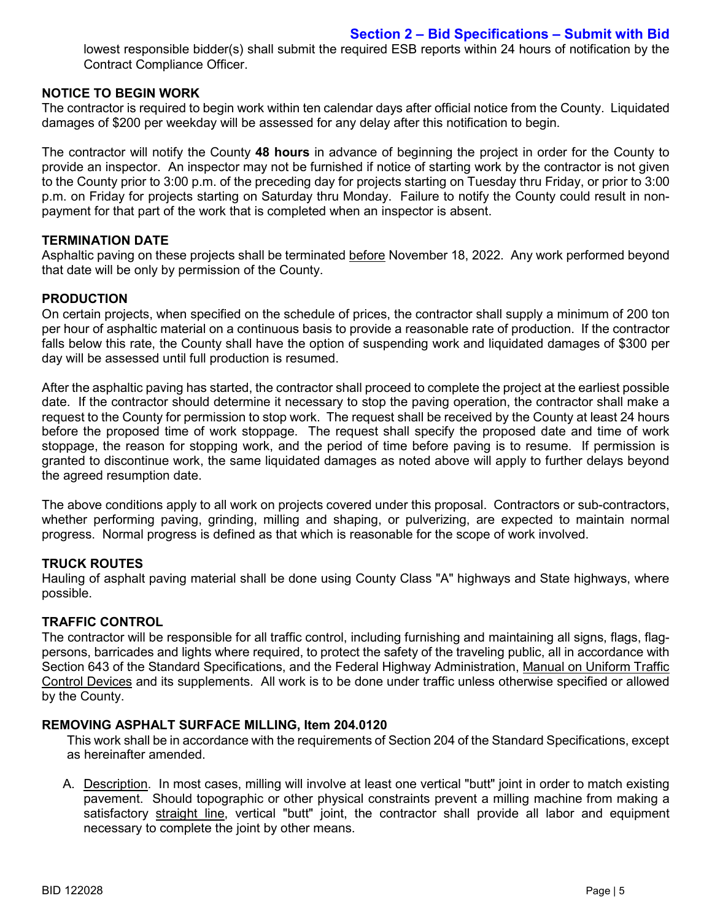lowest responsible bidder(s) shall submit the required ESB reports within 24 hours of notification by the Contract Compliance Officer.

### NOTICE TO BEGIN WORK

The contractor is required to begin work within ten calendar days after official notice from the County. Liquidated damages of $200 per weekday will be assessed for any delay after this notification to begin.

The contractor will notify the County **48 hours** in advance of beginning the project in order for the County to provide an inspector. An inspector may not be furnished if notice of starting work by the contractor is not given to the County prior to 3:00 p.m. of the preceding day for projects starting on Tuesday thru Friday, or prior to 3:00 p.m. on Friday for projects starting on Saturday thru Monday. Failure to notify the County could result in non-payment for that part of the work that is completed when an inspector is absent.

### TERMINATION DATE

Asphaltic paving on these projects shall be terminated <u>before</u> November 18, 2022. Any work performed beyond that date will be only by permission of the County.

### PRODUCTION

On certain projects, when specified on the schedule of prices, the contractor shall supply a minimum of 200 ton per hour of asphaltic material on a continuous basis to provide a reasonable rate of production. If the contractor falls below this rate, the County shall have the option of suspending work and liquidated damages of $300 per day will be assessed until full production is resumed.

After the asphaltic paving has started, the contractor shall proceed to complete the project at the earliest possible date. If the contractor should determine it necessary to stop the paving operation, the contractor shall make a request to the County for permission to stop work. The request shall be received by the County at least 24 hours before the proposed time of work stoppage. The request shall specify the proposed date and time of work stoppage, the reason for stopping work, and the period of time before paving is to resume. If permission is granted to discontinue work, the same liquidated damages as noted above will apply to further delays beyond the agreed resumption date.

The above conditions apply to all work on projects covered under this proposal. Contractors or sub-contractors, whether performing paving, grinding, milling and shaping, or pulverizing, are expected to maintain normal progress. Normal progress is defined as that which is reasonable for the scope of work involved.

### TRUCK ROUTES

Hauling of asphalt paving material shall be done using County Class "A" highways and State highways, where possible.

### TRAFFIC CONTROL

The contractor will be responsible for all traffic control, including furnishing and maintaining all signs, flags, flag-persons, barricades and lights where required, to protect the safety of the traveling public, all in accordance with Section 643 of the Standard Specifications, and the Federal Highway Administration, <u>Manual on Uniform Traffic Control Devices</u> and its supplements. All work is to be done under traffic unless otherwise specified or allowed by the County.

### REMOVING ASPHALT SURFACE MILLING, Item 204.0120

This work shall be in accordance with the requirements of Section 204 of the Standard Specifications, except as hereinafter amended.

A. <u>Description</u>. In most cases, milling will involve at least one vertical "butt" joint in order to match existing pavement. Should topographic or other physical constraints prevent a milling machine from making a satisfactory <u>straight line</u>, vertical "butt" joint, the contractor shall provide all labor and equipment necessary to complete the joint by other means.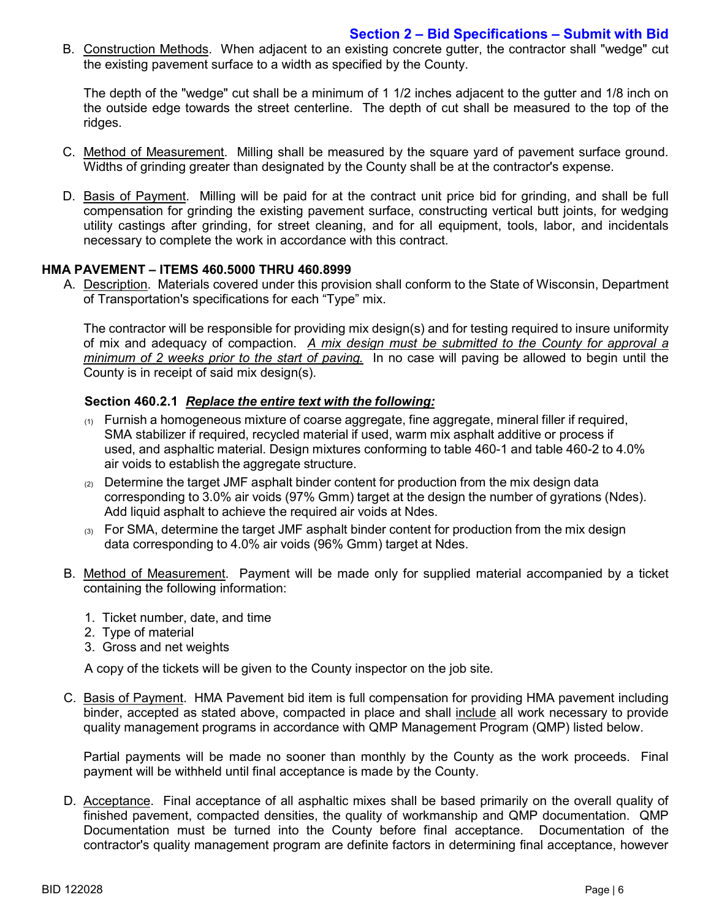B. Construction Methods. When adjacent to an existing concrete gutter, the contractor shall "wedge" cut the existing pavement surface to a width as specified by the County.

The depth of the "wedge" cut shall be a minimum of 1 1/2 inches adjacent to the gutter and 1/8 inch on the outside edge towards the street centerline. The depth of cut shall be measured to the top of the ridges.

C. Method of Measurement. Milling shall be measured by the square yard of pavement surface ground. Widths of grinding greater than designated by the County shall be at the contractor's expense.

D. Basis of Payment. Milling will be paid for at the contract unit price bid for grinding, and shall be full compensation for grinding the existing pavement surface, constructing vertical butt joints, for wedging utility castings after grinding, for street cleaning, and for all equipment, tools, labor, and incidentals necessary to complete the work in accordance with this contract.

**HMA PAVEMENT – ITEMS 460.5000 THRU 460.8999**

A. Description. Materials covered under this provision shall conform to the State of Wisconsin, Department of Transportation's specifications for each "Type" mix.

The contractor will be responsible for providing mix design(s) and for testing required to insure uniformity of mix and adequacy of compaction. *A mix design must be submitted to the County for approval a minimum of 2 weeks prior to the start of paving.* In no case will paving be allowed to begin until the County is in receipt of said mix design(s).

**Section 460.2.1** ***Replace the entire text with the following:***

(1) Furnish a homogeneous mixture of coarse aggregate, fine aggregate, mineral filler if required, SMA stabilizer if required, recycled material if used, warm mix asphalt additive or process if used, and asphaltic material. Design mixtures conforming to table 460-1 and table 460-2 to 4.0% air voids to establish the aggregate structure.

(2) Determine the target JMF asphalt binder content for production from the mix design data corresponding to 3.0% air voids (97% Gmm) target at the design the number of gyrations (Ndes). Add liquid asphalt to achieve the required air voids at Ndes.

(3) For SMA, determine the target JMF asphalt binder content for production from the mix design data corresponding to 4.0% air voids (96% Gmm) target at Ndes.

B. Method of Measurement. Payment will be made only for supplied material accompanied by a ticket containing the following information:

1. Ticket number, date, and time
2. Type of material
3. Gross and net weights

A copy of the tickets will be given to the County inspector on the job site.

C. Basis of Payment. HMA Pavement bid item is full compensation for providing HMA pavement including binder, accepted as stated above, compacted in place and shall include all work necessary to provide quality management programs in accordance with QMP Management Program (QMP) listed below.

Partial payments will be made no sooner than monthly by the County as the work proceeds. Final payment will be withheld until final acceptance is made by the County.

D. Acceptance. Final acceptance of all asphaltic mixes shall be based primarily on the overall quality of finished pavement, compacted densities, the quality of workmanship and QMP documentation. QMP Documentation must be turned into the County before final acceptance. Documentation of the contractor's quality management program are definite factors in determining final acceptance, however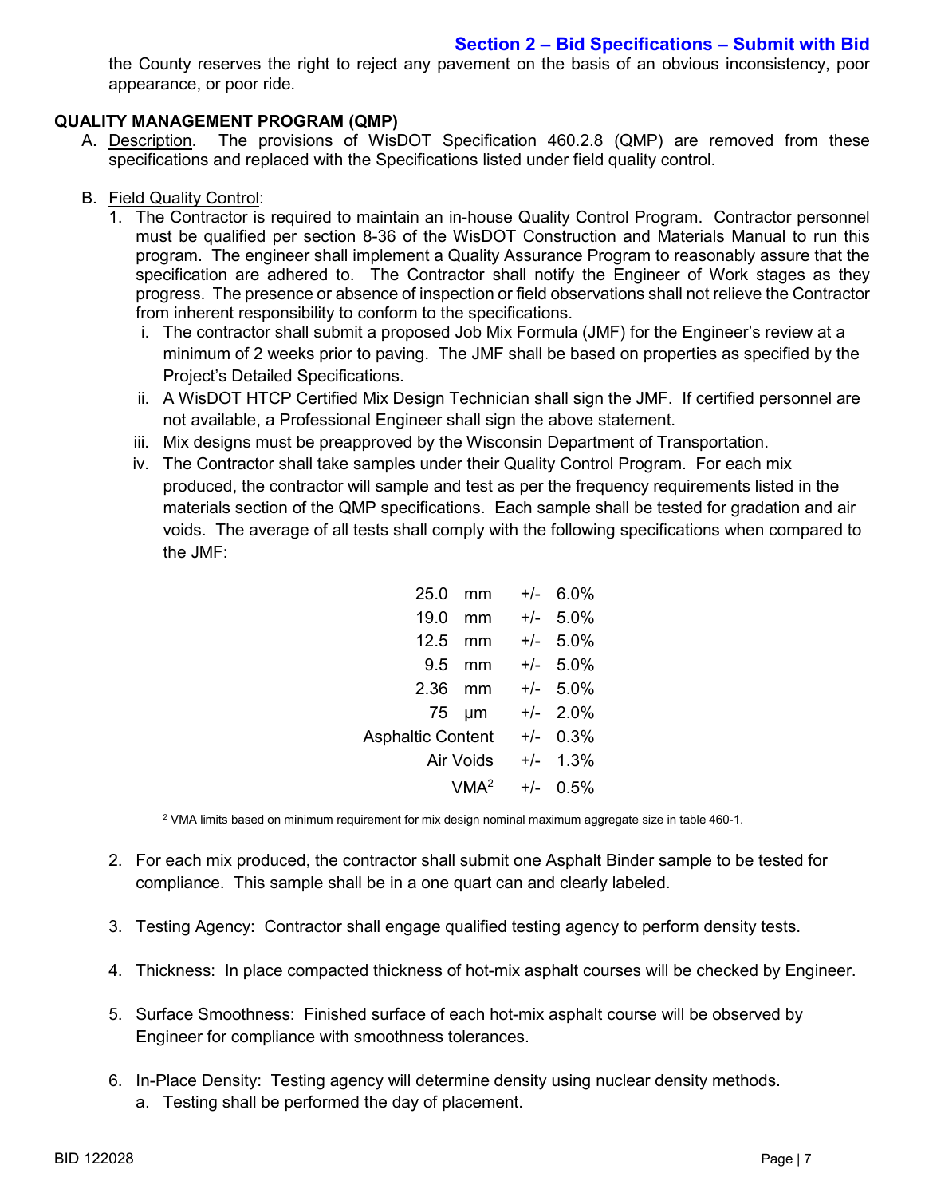the County reserves the right to reject any pavement on the basis of an obvious inconsistency, poor appearance, or poor ride.

**QUALITY MANAGEMENT PROGRAM (QMP)**

A. Description. The provisions of WisDOT Specification 460.2.8 (QMP) are removed from these specifications and replaced with the Specifications listed under field quality control.

B. Field Quality Control:

1. The Contractor is required to maintain an in-house Quality Control Program. Contractor personnel must be qualified per section 8-36 of the WisDOT Construction and Materials Manual to run this program. The engineer shall implement a Quality Assurance Program to reasonably assure that the specification are adhered to. The Contractor shall notify the Engineer of Work stages as they progress. The presence or absence of inspection or field observations shall not relieve the Contractor from inherent responsibility to conform to the specifications.
   i. The contractor shall submit a proposed Job Mix Formula (JMF) for the Engineer's review at a minimum of 2 weeks prior to paving. The JMF shall be based on properties as specified by the Project's Detailed Specifications.
   ii. A WisDOT HTCP Certified Mix Design Technician shall sign the JMF. If certified personnel are not available, a Professional Engineer shall sign the above statement.
   iii. Mix designs must be preapproved by the Wisconsin Department of Transportation.
   iv. The Contractor shall take samples under their Quality Control Program. For each mix produced, the contractor will sample and test as per the frequency requirements listed in the materials section of the QMP specifications. Each sample shall be tested for gradation and air voids. The average of all tests shall comply with the following specifications when compared to the JMF:

| | | |
|---|---|---|
| 25.0 mm | +/- | 6.0% |
| 19.0 mm | +/- | 5.0% |
| 12.5 mm | +/- | 5.0% |
| 9.5 mm | +/- | 5.0% |
| 2.36 mm | +/- | 5.0% |
| 75 µm | +/- | 2.0% |
| Asphaltic Content | +/- | 0.3% |
| Air Voids | +/- | 1.3% |
| VMA[2] | +/- | 0.5% |

[2] VMA limits based on minimum requirement for mix design nominal maximum aggregate size in table 460-1.

2. For each mix produced, the contractor shall submit one Asphalt Binder sample to be tested for compliance. This sample shall be in a one quart can and clearly labeled.

3. Testing Agency: Contractor shall engage qualified testing agency to perform density tests.

4. Thickness: In place compacted thickness of hot-mix asphalt courses will be checked by Engineer.

5. Surface Smoothness: Finished surface of each hot-mix asphalt course will be observed by Engineer for compliance with smoothness tolerances.

6. In-Place Density: Testing agency will determine density using nuclear density methods.
   a. Testing shall be performed the day of placement.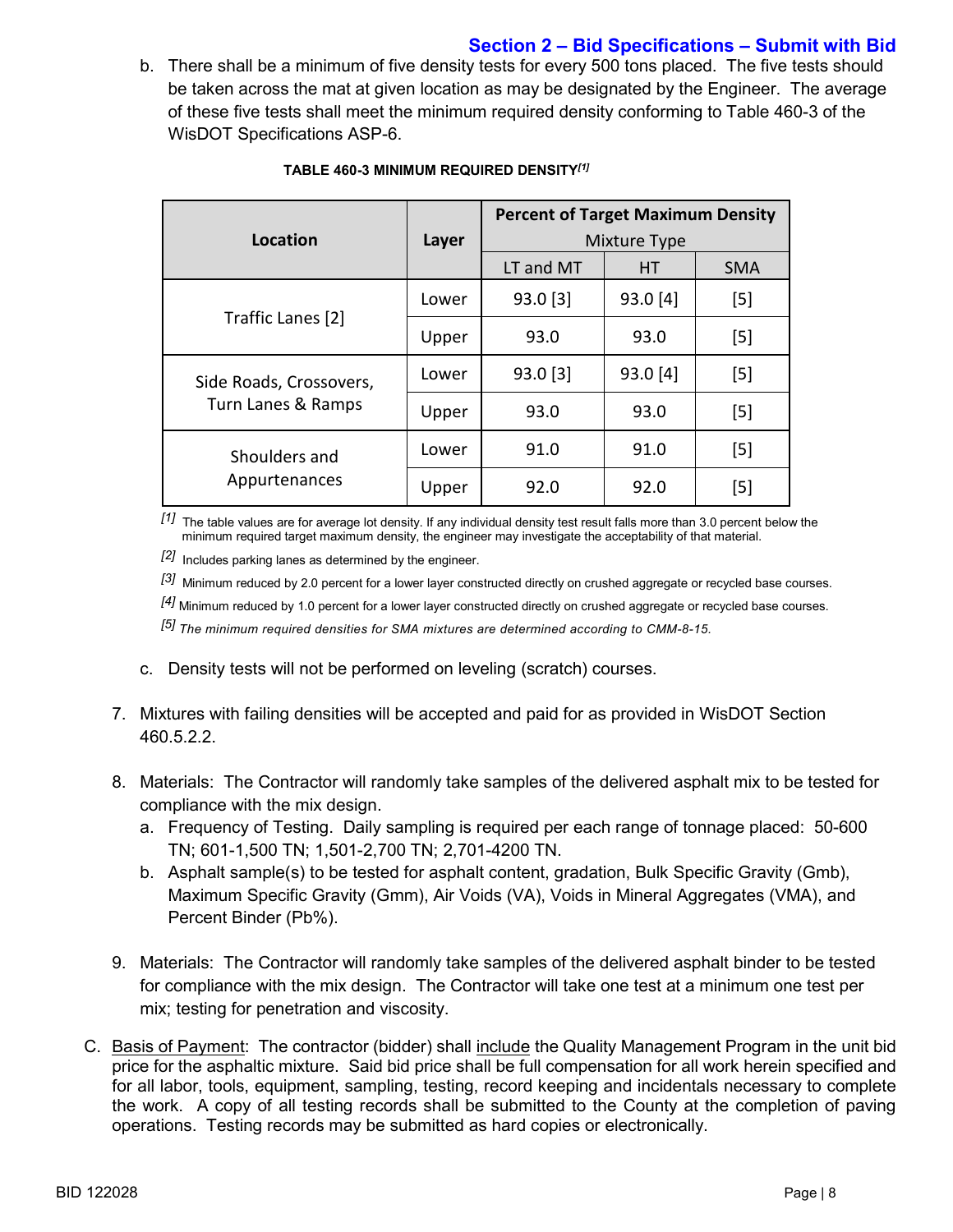b. There shall be a minimum of five density tests for every 500 tons placed. The five tests should be taken across the mat at given location as may be designated by the Engineer. The average of these five tests shall meet the minimum required density conforming to Table 460-3 of the WisDOT Specifications ASP-6.

**TABLE 460-3 MINIMUM REQUIRED DENSITY**[1]

| Location | Layer | Percent of Target Maximum Density Mixture Type | | |
|---|---|---|---|---|
| | | LT and MT | HT | SMA |
| Traffic Lanes [2] | Lower | 93.0 [3] | 93.0 [4] | [5] |
| | Upper | 93.0 | 93.0 | [5] |
| Side Roads, Crossovers, Turn Lanes & Ramps | Lower | 93.0 [3] | 93.0 [4] | [5] |
| | Upper | 93.0 | 93.0 | [5] |
| Shoulders and Appurtenances | Lower | 91.0 | 91.0 | [5] |
| | Upper | 92.0 | 92.0 | [5] |

[1] The table values are for average lot density. If any individual density test result falls more than 3.0 percent below the minimum required target maximum density, the engineer may investigate the acceptability of that material.

[2] Includes parking lanes as determined by the engineer.

[3] Minimum reduced by 2.0 percent for a lower layer constructed directly on crushed aggregate or recycled base courses.

[4] Minimum reduced by 1.0 percent for a lower layer constructed directly on crushed aggregate or recycled base courses.

[5] *The minimum required densities for SMA mixtures are determined according to CMM-8-15.*

c. Density tests will not be performed on leveling (scratch) courses.

7. Mixtures with failing densities will be accepted and paid for as provided in WisDOT Section 460.5.2.2.

8. Materials: The Contractor will randomly take samples of the delivered asphalt mix to be tested for compliance with the mix design.
   a. Frequency of Testing. Daily sampling is required per each range of tonnage placed: 50-600 TN; 601-1,500 TN; 1,501-2,700 TN; 2,701-4200 TN.
   b. Asphalt sample(s) to be tested for asphalt content, gradation, Bulk Specific Gravity (Gmb), Maximum Specific Gravity (Gmm), Air Voids (VA), Voids in Mineral Aggregates (VMA), and Percent Binder (Pb%).

9. Materials: The Contractor will randomly take samples of the delivered asphalt binder to be tested for compliance with the mix design. The Contractor will take one test at a minimum one test per mix; testing for penetration and viscosity.

C. Basis of Payment: The contractor (bidder) shall include the Quality Management Program in the unit bid price for the asphaltic mixture. Said bid price shall be full compensation for all work herein specified and for all labor, tools, equipment, sampling, testing, record keeping and incidentals necessary to complete the work. A copy of all testing records shall be submitted to the County at the completion of paving operations. Testing records may be submitted as hard copies or electronically.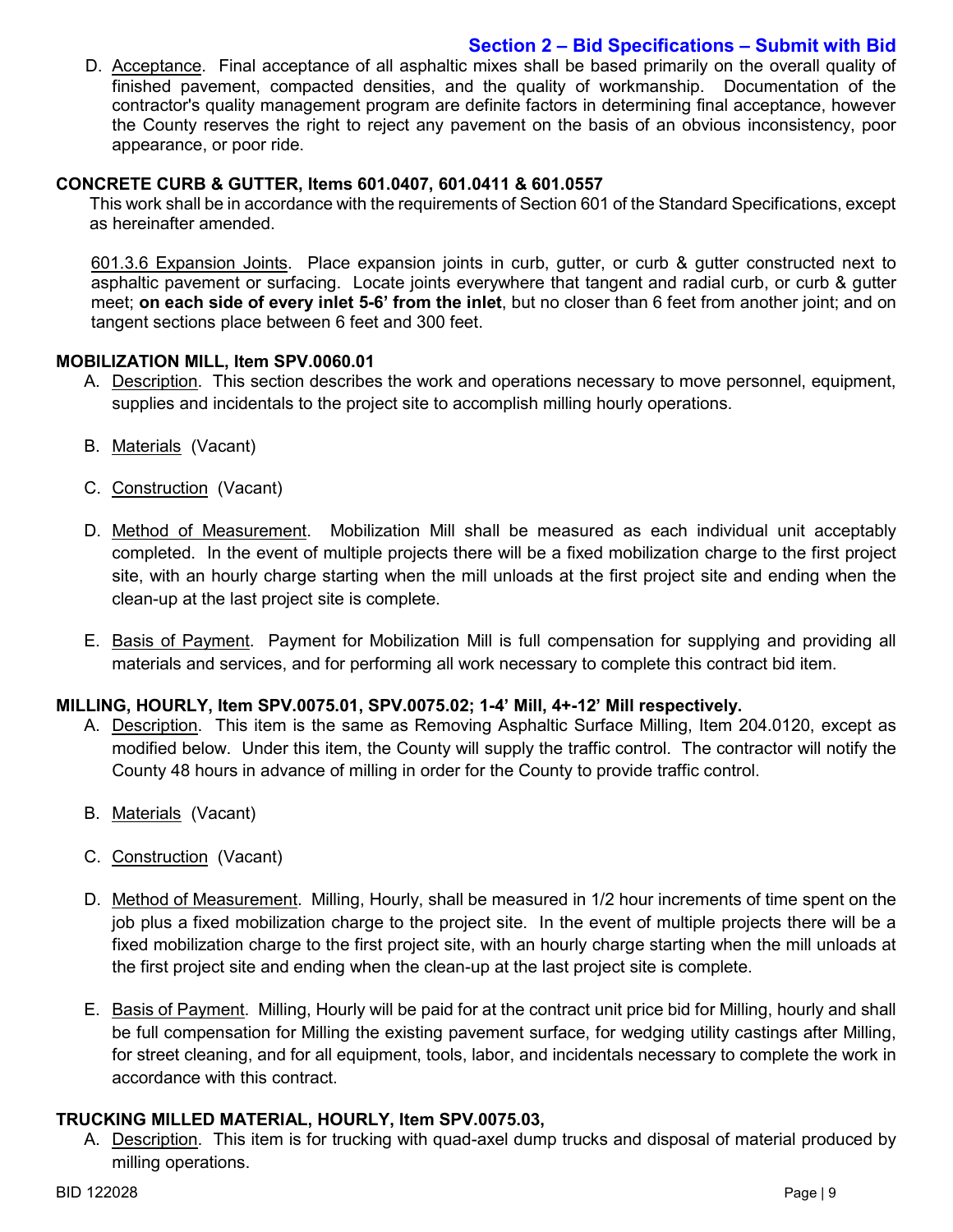D. Acceptance. Final acceptance of all asphaltic mixes shall be based primarily on the overall quality of finished pavement, compacted densities, and the quality of workmanship. Documentation of the contractor's quality management program are definite factors in determining final acceptance, however the County reserves the right to reject any pavement on the basis of an obvious inconsistency, poor appearance, or poor ride.

**CONCRETE CURB & GUTTER, Items 601.0407, 601.0411 & 601.0557**

This work shall be in accordance with the requirements of Section 601 of the Standard Specifications, except as hereinafter amended.

601.3.6 Expansion Joints. Place expansion joints in curb, gutter, or curb & gutter constructed next to asphaltic pavement or surfacing. Locate joints everywhere that tangent and radial curb, or curb & gutter meet; **on each side of every inlet 5-6' from the inlet**, but no closer than 6 feet from another joint; and on tangent sections place between 6 feet and 300 feet.

**MOBILIZATION MILL, Item SPV.0060.01**

A. Description. This section describes the work and operations necessary to move personnel, equipment, supplies and incidentals to the project site to accomplish milling hourly operations.

B. Materials (Vacant)

C. Construction (Vacant)

D. Method of Measurement. Mobilization Mill shall be measured as each individual unit acceptably completed. In the event of multiple projects there will be a fixed mobilization charge to the first project site, with an hourly charge starting when the mill unloads at the first project site and ending when the clean-up at the last project site is complete.

E. Basis of Payment. Payment for Mobilization Mill is full compensation for supplying and providing all materials and services, and for performing all work necessary to complete this contract bid item.

**MILLING, HOURLY, Item SPV.0075.01, SPV.0075.02; 1-4' Mill, 4+-12' Mill respectively.**

A. Description. This item is the same as Removing Asphaltic Surface Milling, Item 204.0120, except as modified below. Under this item, the County will supply the traffic control. The contractor will notify the County 48 hours in advance of milling in order for the County to provide traffic control.

B. Materials (Vacant)

C. Construction (Vacant)

D. Method of Measurement. Milling, Hourly, shall be measured in 1/2 hour increments of time spent on the job plus a fixed mobilization charge to the project site. In the event of multiple projects there will be a fixed mobilization charge to the first project site, with an hourly charge starting when the mill unloads at the first project site and ending when the clean-up at the last project site is complete.

E. Basis of Payment. Milling, Hourly will be paid for at the contract unit price bid for Milling, hourly and shall be full compensation for Milling the existing pavement surface, for wedging utility castings after Milling, for street cleaning, and for all equipment, tools, labor, and incidentals necessary to complete the work in accordance with this contract.

**TRUCKING MILLED MATERIAL, HOURLY, Item SPV.0075.03,**

A. Description. This item is for trucking with quad-axel dump trucks and disposal of material produced by milling operations.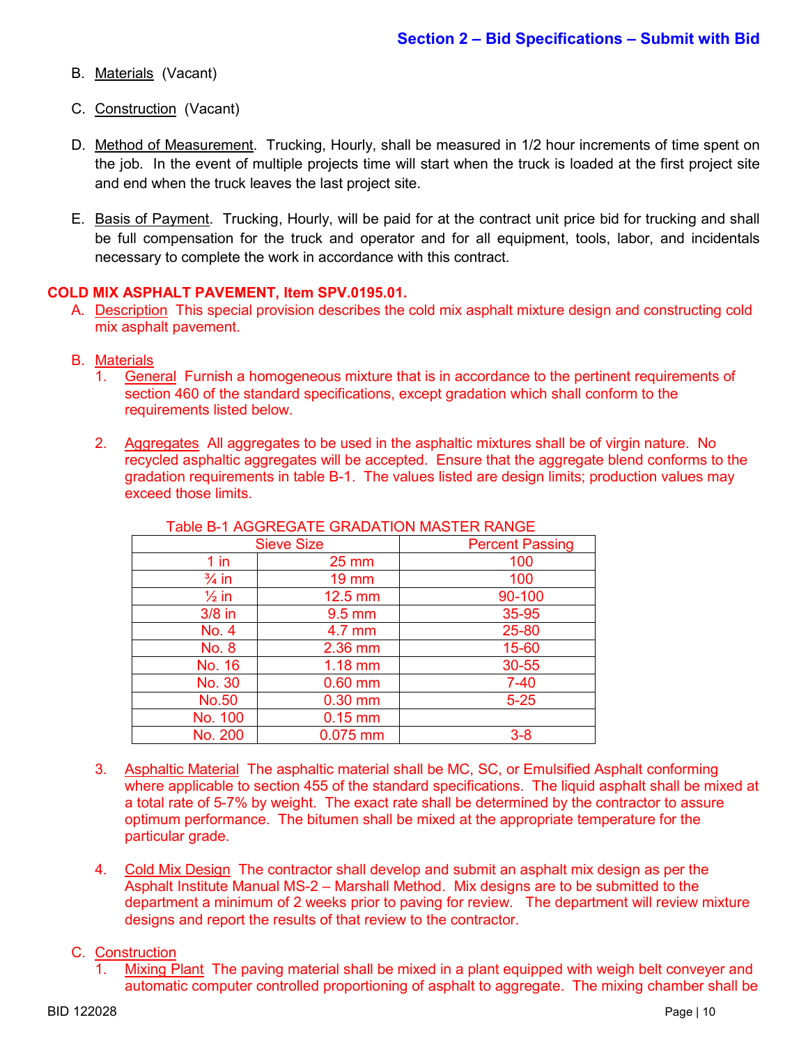B. Materials (Vacant)

C. Construction (Vacant)

D. Method of Measurement. Trucking, Hourly, shall be measured in 1/2 hour increments of time spent on the job. In the event of multiple projects time will start when the truck is loaded at the first project site and end when the truck leaves the last project site.

E. Basis of Payment. Trucking, Hourly, will be paid for at the contract unit price bid for trucking and shall be full compensation for the truck and operator and for all equipment, tools, labor, and incidentals necessary to complete the work in accordance with this contract.

**COLD MIX ASPHALT PAVEMENT, Item SPV.0195.01.**

A. Description This special provision describes the cold mix asphalt mixture design and constructing cold mix asphalt pavement.

B. Materials

1. General Furnish a homogeneous mixture that is in accordance to the pertinent requirements of section 460 of the standard specifications, except gradation which shall conform to the requirements listed below.

2. Aggregates All aggregates to be used in the asphaltic mixtures shall be of virgin nature. No recycled asphaltic aggregates will be accepted. Ensure that the aggregate blend conforms to the gradation requirements in table B-1. The values listed are design limits; production values may exceed those limits.

Table B-1 AGGREGATE GRADATION MASTER RANGE

| Sieve Size | | Percent Passing |
|---|---|---|
| 1 in | 25 mm | 100 |
| ¾ in | 19 mm | 100 |
| ½ in | 12.5 mm | 90-100 |
| 3/8 in | 9.5 mm | 35-95 |
| No. 4 | 4.7 mm | 25-80 |
| No. 8 | 2.36 mm | 15-60 |
| No. 16 | 1.18 mm | 30-55 |
| No. 30 | 0.60 mm | 7-40 |
| No.50 | 0.30 mm | 5-25 |
| No. 100 | 0.15 mm | |
| No. 200 | 0.075 mm | 3-8 |

3. Asphaltic Material The asphaltic material shall be MC, SC, or Emulsified Asphalt conforming where applicable to section 455 of the standard specifications. The liquid asphalt shall be mixed at a total rate of 5-7% by weight. The exact rate shall be determined by the contractor to assure optimum performance. The bitumen shall be mixed at the appropriate temperature for the particular grade.

4. Cold Mix Design The contractor shall develop and submit an asphalt mix design as per the Asphalt Institute Manual MS-2 – Marshall Method. Mix designs are to be submitted to the department a minimum of 2 weeks prior to paving for review. The department will review mixture designs and report the results of that review to the contractor.

C. Construction

1. Mixing Plant The paving material shall be mixed in a plant equipped with weigh belt conveyer and automatic computer controlled proportioning of asphalt to aggregate. The mixing chamber shall be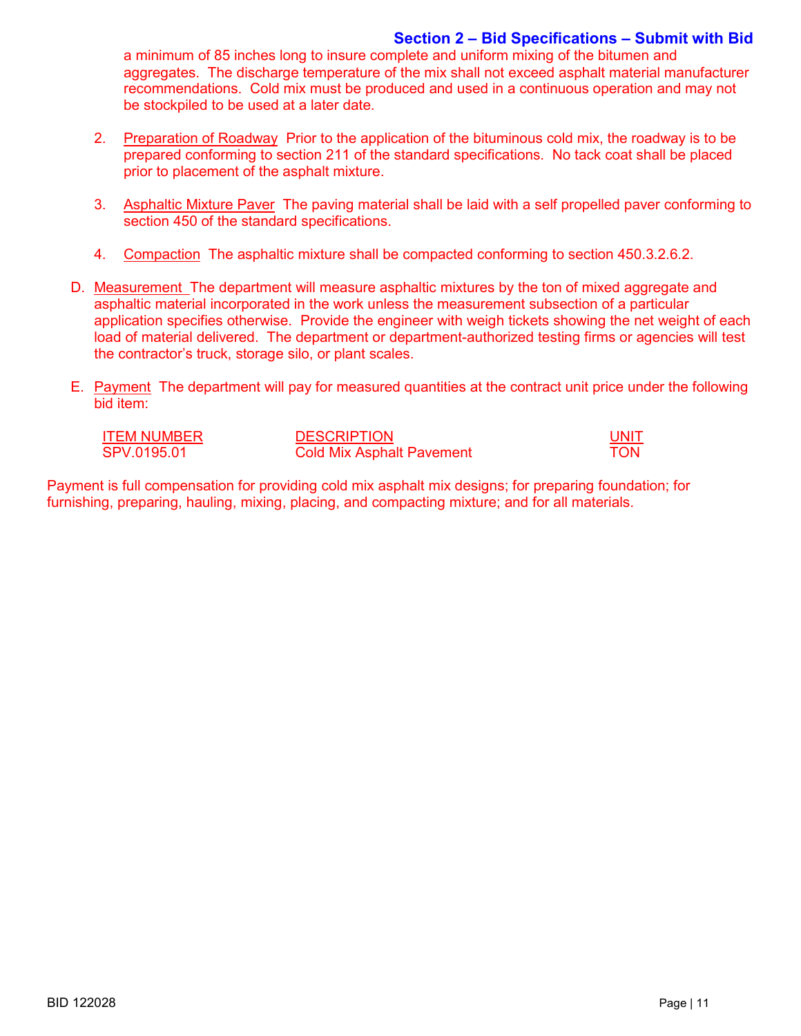a minimum of 85 inches long to insure complete and uniform mixing of the bitumen and aggregates. The discharge temperature of the mix shall not exceed asphalt material manufacturer recommendations. Cold mix must be produced and used in a continuous operation and may not be stockpiled to be used at a later date.

2. Preparation of Roadway Prior to the application of the bituminous cold mix, the roadway is to be prepared conforming to section 211 of the standard specifications. No tack coat shall be placed prior to placement of the asphalt mixture.

3. Asphaltic Mixture Paver The paving material shall be laid with a self propelled paver conforming to section 450 of the standard specifications.

4. Compaction The asphaltic mixture shall be compacted conforming to section 450.3.2.6.2.

D. Measurement The department will measure asphaltic mixtures by the ton of mixed aggregate and asphaltic material incorporated in the work unless the measurement subsection of a particular application specifies otherwise. Provide the engineer with weigh tickets showing the net weight of each load of material delivered. The department or department-authorized testing firms or agencies will test the contractor's truck, storage silo, or plant scales.

E. Payment The department will pay for measured quantities at the contract unit price under the following bid item:

| ITEM NUMBER | DESCRIPTION | UNIT |
|---|---|---|
| SPV.0195.01 | Cold Mix Asphalt Pavement | TON |

Payment is full compensation for providing cold mix asphalt mix designs; for preparing foundation; for furnishing, preparing, hauling, mixing, placing, and compacting mixture; and for all materials.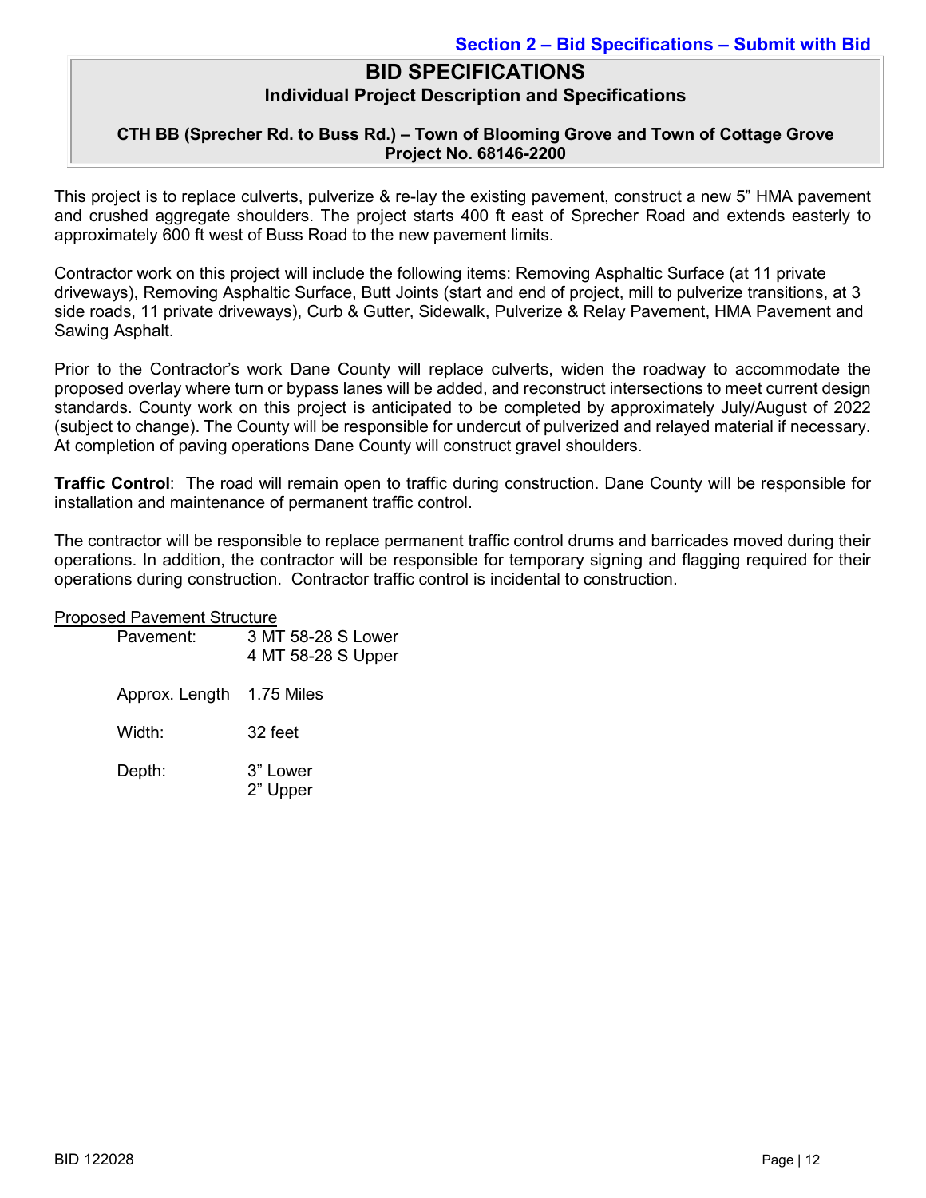**Section 2 – Bid Specifications – Submit with Bid**

# BID SPECIFICATIONS

## Individual Project Description and Specifications

### CTH BB (Sprecher Rd. to Buss Rd.) – Town of Blooming Grove and Town of Cottage Grove Project No. 68146-2200

This project is to replace culverts, pulverize & re-lay the existing pavement, construct a new 5" HMA pavement and crushed aggregate shoulders. The project starts 400 ft east of Sprecher Road and extends easterly to approximately 600 ft west of Buss Road to the new pavement limits.

Contractor work on this project will include the following items: Removing Asphaltic Surface (at 11 private driveways), Removing Asphaltic Surface, Butt Joints (start and end of project, mill to pulverize transitions, at 3 side roads, 11 private driveways), Curb & Gutter, Sidewalk, Pulverize & Relay Pavement, HMA Pavement and Sawing Asphalt.

Prior to the Contractor's work Dane County will replace culverts, widen the roadway to accommodate the proposed overlay where turn or bypass lanes will be added, and reconstruct intersections to meet current design standards. County work on this project is anticipated to be completed by approximately July/August of 2022 (subject to change). The County will be responsible for undercut of pulverized and relayed material if necessary. At completion of paving operations Dane County will construct gravel shoulders.

**Traffic Control**: The road will remain open to traffic during construction. Dane County will be responsible for installation and maintenance of permanent traffic control.

The contractor will be responsible to replace permanent traffic control drums and barricades moved during their operations. In addition, the contractor will be responsible for temporary signing and flagging required for their operations during construction. Contractor traffic control is incidental to construction.

Proposed Pavement Structure

| | |
|---|---|
| Pavement: | 3 MT 58-28 S Lower<br>4 MT 58-28 S Upper |
| Approx. Length | 1.75 Miles |
| Width: | 32 feet |
| Depth: | 3" Lower<br>2" Upper |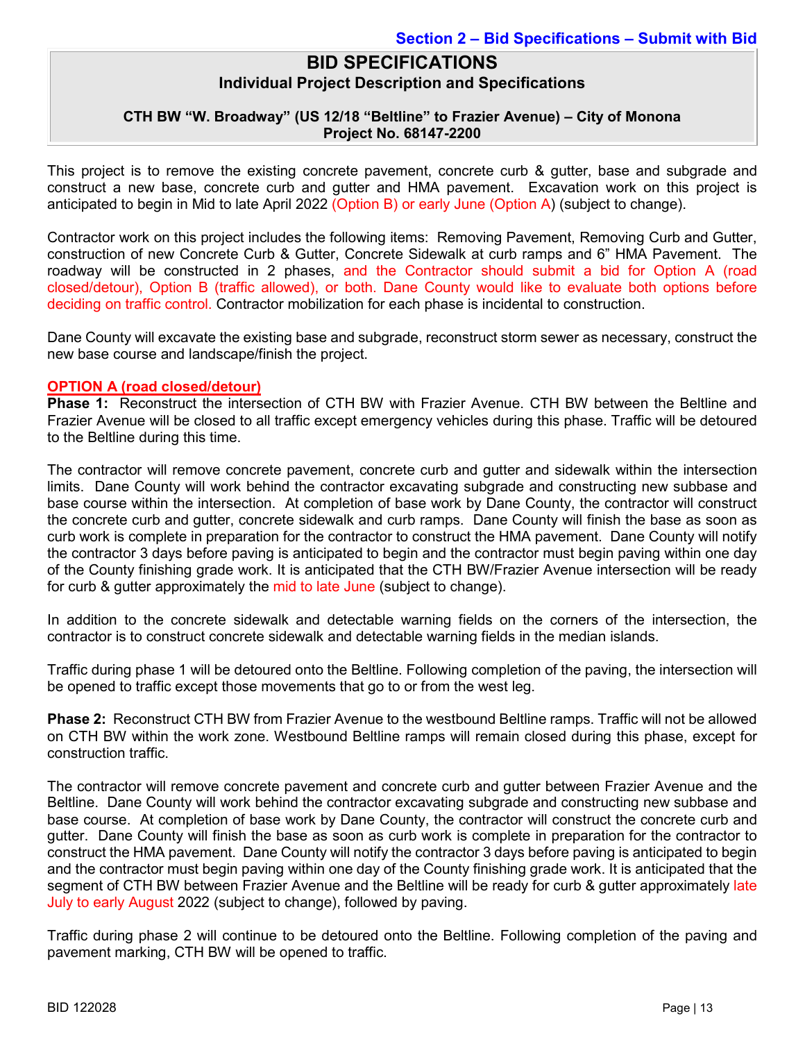Section 2 – Bid Specifications – Submit with Bid

# BID SPECIFICATIONS

## Individual Project Description and Specifications

### CTH BW "W. Broadway" (US 12/18 "Beltline" to Frazier Avenue) – City of Monona Project No. 68147-2200

This project is to remove the existing concrete pavement, concrete curb & gutter, base and subgrade and construct a new base, concrete curb and gutter and HMA pavement. Excavation work on this project is anticipated to begin in Mid to late April 2022 (Option B) or early June (Option A) (subject to change).

Contractor work on this project includes the following items: Removing Pavement, Removing Curb and Gutter, construction of new Concrete Curb & Gutter, Concrete Sidewalk at curb ramps and 6" HMA Pavement. The roadway will be constructed in 2 phases, and the Contractor should submit a bid for Option A (road closed/detour), Option B (traffic allowed), or both. Dane County would like to evaluate both options before deciding on traffic control. Contractor mobilization for each phase is incidental to construction.

Dane County will excavate the existing base and subgrade, reconstruct storm sewer as necessary, construct the new base course and landscape/finish the project.

**OPTION A (road closed/detour)**

**Phase 1:** Reconstruct the intersection of CTH BW with Frazier Avenue. CTH BW between the Beltline and Frazier Avenue will be closed to all traffic except emergency vehicles during this phase. Traffic will be detoured to the Beltline during this time.

The contractor will remove concrete pavement, concrete curb and gutter and sidewalk within the intersection limits. Dane County will work behind the contractor excavating subgrade and constructing new subbase and base course within the intersection. At completion of base work by Dane County, the contractor will construct the concrete curb and gutter, concrete sidewalk and curb ramps. Dane County will finish the base as soon as curb work is complete in preparation for the contractor to construct the HMA pavement. Dane County will notify the contractor 3 days before paving is anticipated to begin and the contractor must begin paving within one day of the County finishing grade work. It is anticipated that the CTH BW/Frazier Avenue intersection will be ready for curb & gutter approximately the mid to late June (subject to change).

In addition to the concrete sidewalk and detectable warning fields on the corners of the intersection, the contractor is to construct concrete sidewalk and detectable warning fields in the median islands.

Traffic during phase 1 will be detoured onto the Beltline. Following completion of the paving, the intersection will be opened to traffic except those movements that go to or from the west leg.

**Phase 2:** Reconstruct CTH BW from Frazier Avenue to the westbound Beltline ramps. Traffic will not be allowed on CTH BW within the work zone. Westbound Beltline ramps will remain closed during this phase, except for construction traffic.

The contractor will remove concrete pavement and concrete curb and gutter between Frazier Avenue and the Beltline. Dane County will work behind the contractor excavating subgrade and constructing new subbase and base course. At completion of base work by Dane County, the contractor will construct the concrete curb and gutter. Dane County will finish the base as soon as curb work is complete in preparation for the contractor to construct the HMA pavement. Dane County will notify the contractor 3 days before paving is anticipated to begin and the contractor must begin paving within one day of the County finishing grade work. It is anticipated that the segment of CTH BW between Frazier Avenue and the Beltline will be ready for curb & gutter approximately late July to early August 2022 (subject to change), followed by paving.

Traffic during phase 2 will continue to be detoured onto the Beltline. Following completion of the paving and pavement marking, CTH BW will be opened to traffic.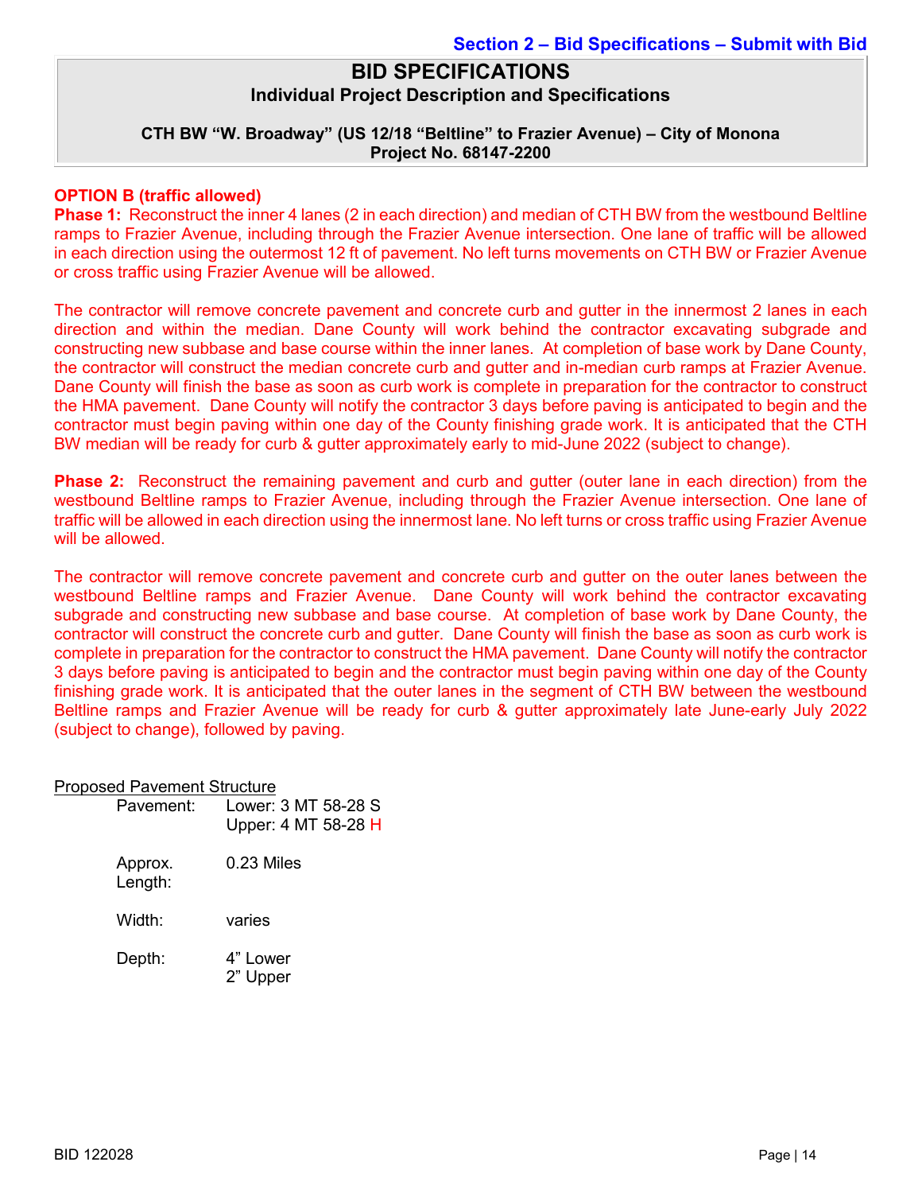Section 2 – Bid Specifications – Submit with Bid

# BID SPECIFICATIONS

## Individual Project Description and Specifications

**CTH BW "W. Broadway" (US 12/18 "Beltline" to Frazier Avenue) – City of Monona**
**Project No. 68147-2200**

**OPTION B (traffic allowed)**

**Phase 1:** Reconstruct the inner 4 lanes (2 in each direction) and median of CTH BW from the westbound Beltline ramps to Frazier Avenue, including through the Frazier Avenue intersection. One lane of traffic will be allowed in each direction using the outermost 12 ft of pavement. No left turns movements on CTH BW or Frazier Avenue or cross traffic using Frazier Avenue will be allowed.

The contractor will remove concrete pavement and concrete curb and gutter in the innermost 2 lanes in each direction and within the median. Dane County will work behind the contractor excavating subgrade and constructing new subbase and base course within the inner lanes. At completion of base work by Dane County, the contractor will construct the median concrete curb and gutter and in-median curb ramps at Frazier Avenue. Dane County will finish the base as soon as curb work is complete in preparation for the contractor to construct the HMA pavement. Dane County will notify the contractor 3 days before paving is anticipated to begin and the contractor must begin paving within one day of the County finishing grade work. It is anticipated that the CTH BW median will be ready for curb & gutter approximately early to mid-June 2022 (subject to change).

**Phase 2:** Reconstruct the remaining pavement and curb and gutter (outer lane in each direction) from the westbound Beltline ramps to Frazier Avenue, including through the Frazier Avenue intersection. One lane of traffic will be allowed in each direction using the innermost lane. No left turns or cross traffic using Frazier Avenue will be allowed.

The contractor will remove concrete pavement and concrete curb and gutter on the outer lanes between the westbound Beltline ramps and Frazier Avenue. Dane County will work behind the contractor excavating subgrade and constructing new subbase and base course. At completion of base work by Dane County, the contractor will construct the concrete curb and gutter. Dane County will finish the base as soon as curb work is complete in preparation for the contractor to construct the HMA pavement. Dane County will notify the contractor 3 days before paving is anticipated to begin and the contractor must begin paving within one day of the County finishing grade work. It is anticipated that the outer lanes in the segment of CTH BW between the westbound Beltline ramps and Frazier Avenue will be ready for curb & gutter approximately late June-early July 2022 (subject to change), followed by paving.

<u>Proposed Pavement Structure</u>

| | |
|---|---|
| Pavement: | Lower: 3 MT 58-28 S<br>Upper: 4 MT 58-28 H |
| Approx. Length: | 0.23 Miles |
| Width: | varies |
| Depth: | 4" Lower<br>2" Upper |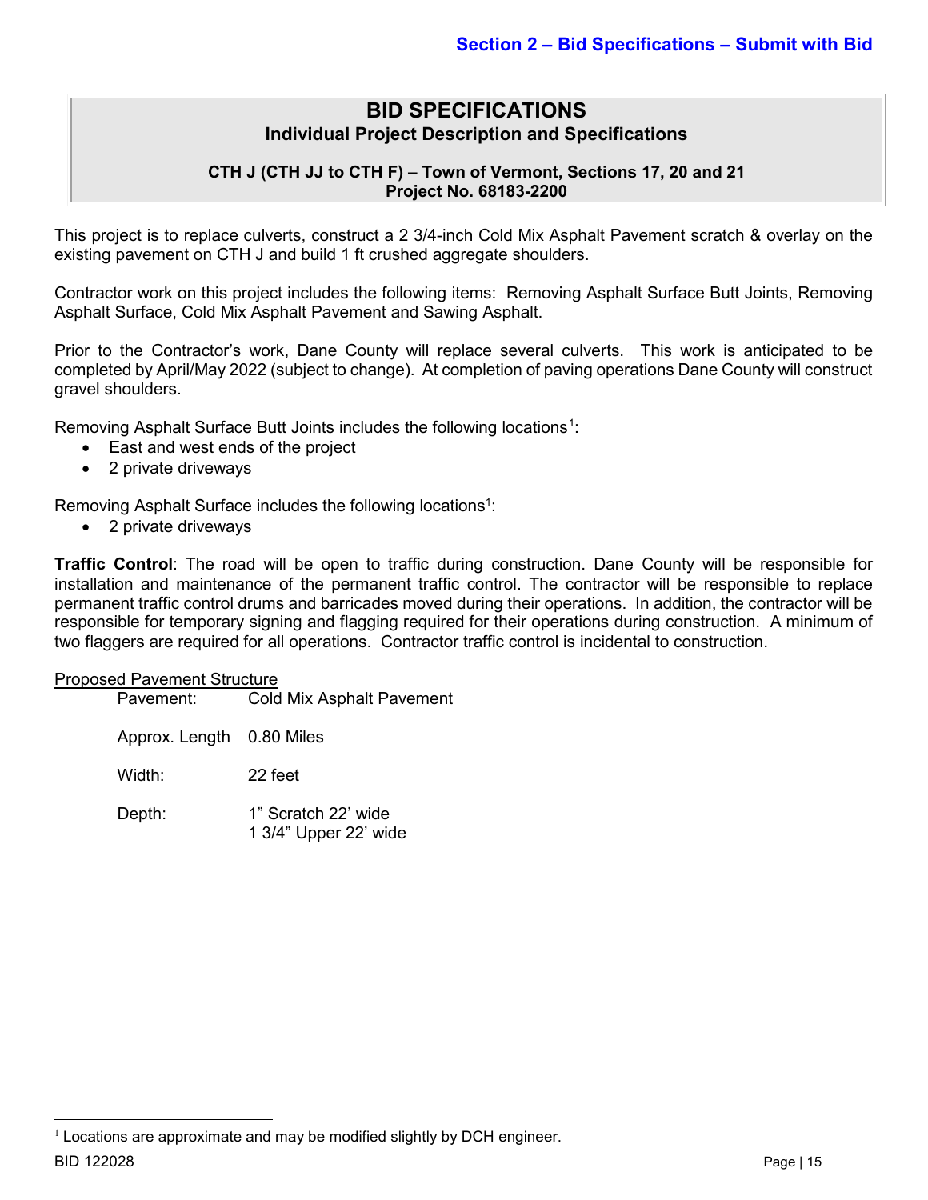**Section 2 – Bid Specifications – Submit with Bid**

# BID SPECIFICATIONS

## Individual Project Description and Specifications

### CTH J (CTH JJ to CTH F) – Town of Vermont, Sections 17, 20 and 21
### Project No. 68183-2200

This project is to replace culverts, construct a 2 3/4-inch Cold Mix Asphalt Pavement scratch & overlay on the existing pavement on CTH J and build 1 ft crushed aggregate shoulders.

Contractor work on this project includes the following items: Removing Asphalt Surface Butt Joints, Removing Asphalt Surface, Cold Mix Asphalt Pavement and Sawing Asphalt.

Prior to the Contractor's work, Dane County will replace several culverts. This work is anticipated to be completed by April/May 2022 (subject to change). At completion of paving operations Dane County will construct gravel shoulders.

Removing Asphalt Surface Butt Joints includes the following locations[1]:

- East and west ends of the project
- 2 private driveways

Removing Asphalt Surface includes the following locations[1]:

- 2 private driveways

**Traffic Control**: The road will be open to traffic during construction. Dane County will be responsible for installation and maintenance of the permanent traffic control. The contractor will be responsible to replace permanent traffic control drums and barricades moved during their operations. In addition, the contractor will be responsible for temporary signing and flagging required for their operations during construction. A minimum of two flaggers are required for all operations. Contractor traffic control is incidental to construction.

<u>Proposed Pavement Structure</u>

| | |
|---|---|
| Pavement: | Cold Mix Asphalt Pavement |
| Approx. Length | 0.80 Miles |
| Width: | 22 feet |
| Depth: | 1" Scratch 22' wide<br>1 3/4" Upper 22' wide |

[1] Locations are approximate and may be modified slightly by DCH engineer.

BID 122028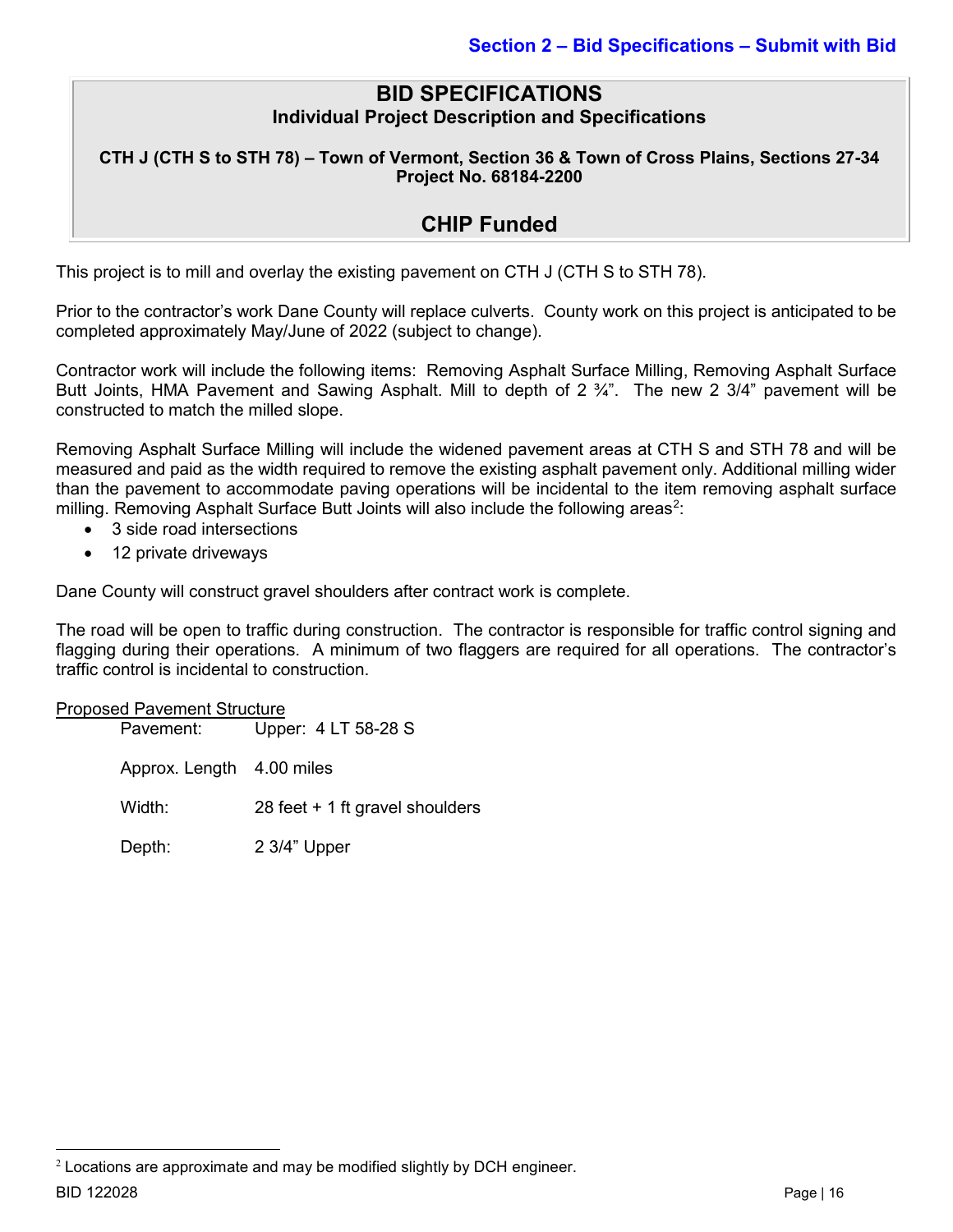**Section 2 – Bid Specifications – Submit with Bid**

# BID SPECIFICATIONS

## Individual Project Description and Specifications

**CTH J (CTH S to STH 78) – Town of Vermont, Section 36 & Town of Cross Plains, Sections 27-34**
**Project No. 68184-2200**

## CHIP Funded

This project is to mill and overlay the existing pavement on CTH J (CTH S to STH 78).

Prior to the contractor's work Dane County will replace culverts. County work on this project is anticipated to be completed approximately May/June of 2022 (subject to change).

Contractor work will include the following items: Removing Asphalt Surface Milling, Removing Asphalt Surface Butt Joints, HMA Pavement and Sawing Asphalt. Mill to depth of 2 ¾". The new 2 3/4" pavement will be constructed to match the milled slope.

Removing Asphalt Surface Milling will include the widened pavement areas at CTH S and STH 78 and will be measured and paid as the width required to remove the existing asphalt pavement only. Additional milling wider than the pavement to accommodate paving operations will be incidental to the item removing asphalt surface milling. Removing Asphalt Surface Butt Joints will also include the following areas[2]:

- 3 side road intersections
- 12 private driveways

Dane County will construct gravel shoulders after contract work is complete.

The road will be open to traffic during construction. The contractor is responsible for traffic control signing and flagging during their operations. A minimum of two flaggers are required for all operations. The contractor's traffic control is incidental to construction.

Proposed Pavement Structure

| | |
|---|---|
| Pavement: | Upper: 4 LT 58-28 S |
| Approx. Length | 4.00 miles |
| Width: | 28 feet + 1 ft gravel shoulders |
| Depth: | 2 3/4" Upper |

[2] Locations are approximate and may be modified slightly by DCH engineer.

BID 122028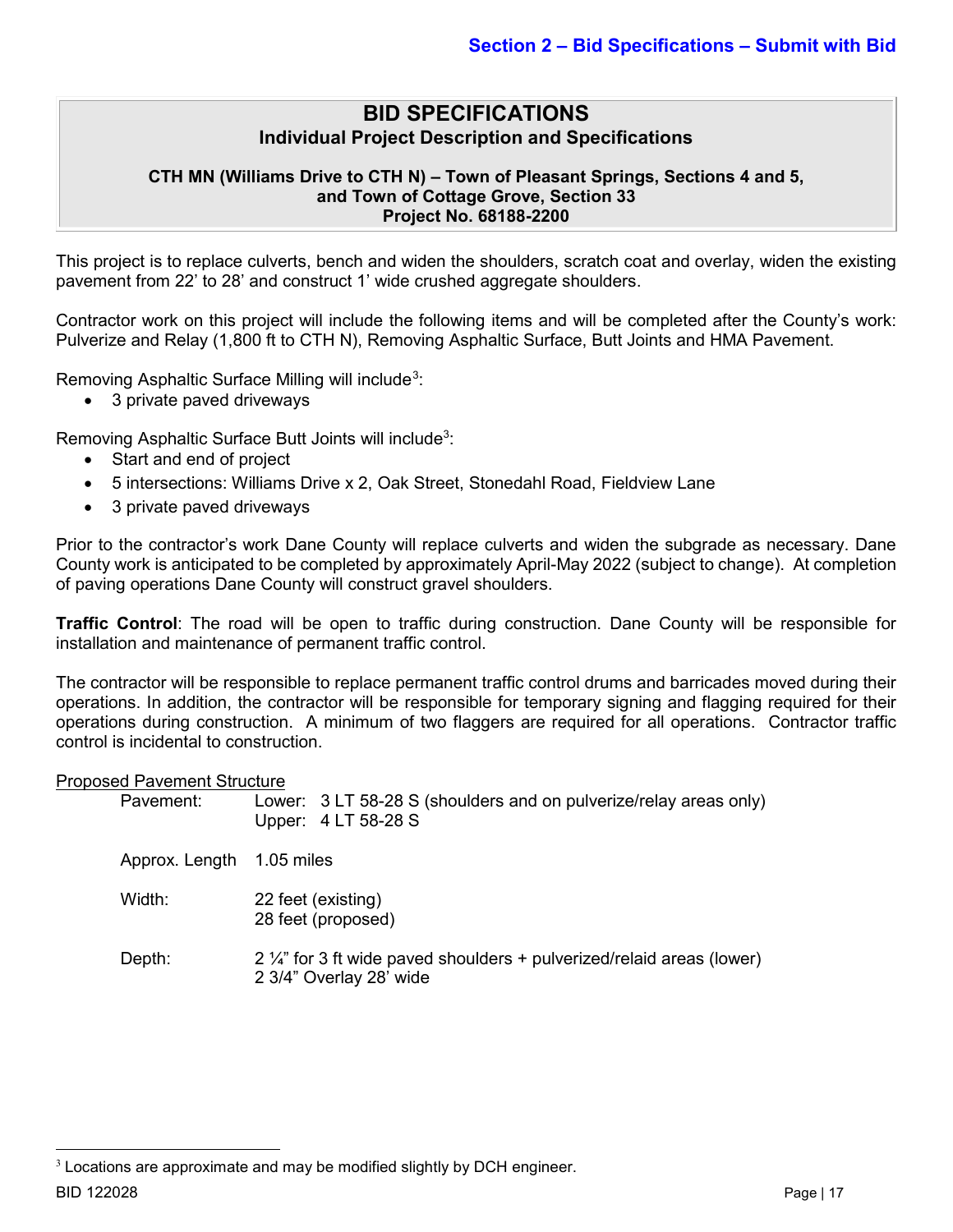## Section 2 – Bid Specifications – Submit with Bid

# BID SPECIFICATIONS

### Individual Project Description and Specifications

**CTH MN (Williams Drive to CTH N) – Town of Pleasant Springs, Sections 4 and 5, and Town of Cottage Grove, Section 33**
**Project No. 68188-2200**

This project is to replace culverts, bench and widen the shoulders, scratch coat and overlay, widen the existing pavement from 22' to 28' and construct 1' wide crushed aggregate shoulders.

Contractor work on this project will include the following items and will be completed after the County's work: Pulverize and Relay (1,800 ft to CTH N), Removing Asphaltic Surface, Butt Joints and HMA Pavement.

Removing Asphaltic Surface Milling will include[3]:

- 3 private paved driveways

Removing Asphaltic Surface Butt Joints will include[3]:

- Start and end of project
- 5 intersections: Williams Drive x 2, Oak Street, Stonedahl Road, Fieldview Lane
- 3 private paved driveways

Prior to the contractor's work Dane County will replace culverts and widen the subgrade as necessary. Dane County work is anticipated to be completed by approximately April-May 2022 (subject to change). At completion of paving operations Dane County will construct gravel shoulders.

**Traffic Control**: The road will be open to traffic during construction. Dane County will be responsible for installation and maintenance of permanent traffic control.

The contractor will be responsible to replace permanent traffic control drums and barricades moved during their operations. In addition, the contractor will be responsible for temporary signing and flagging required for their operations during construction. A minimum of two flaggers are required for all operations. Contractor traffic control is incidental to construction.

Proposed Pavement Structure

| | |
|---|---|
| Pavement: | Lower: 3 LT 58-28 S (shoulders and on pulverize/relay areas only)<br>Upper: 4 LT 58-28 S |
| Approx. Length | 1.05 miles |
| Width: | 22 feet (existing)<br>28 feet (proposed) |
| Depth: | 2 ¼" for 3 ft wide paved shoulders + pulverized/relaid areas (lower)<br>2 3/4" Overlay 28' wide |

[3] Locations are approximate and may be modified slightly by DCH engineer.

BID 122028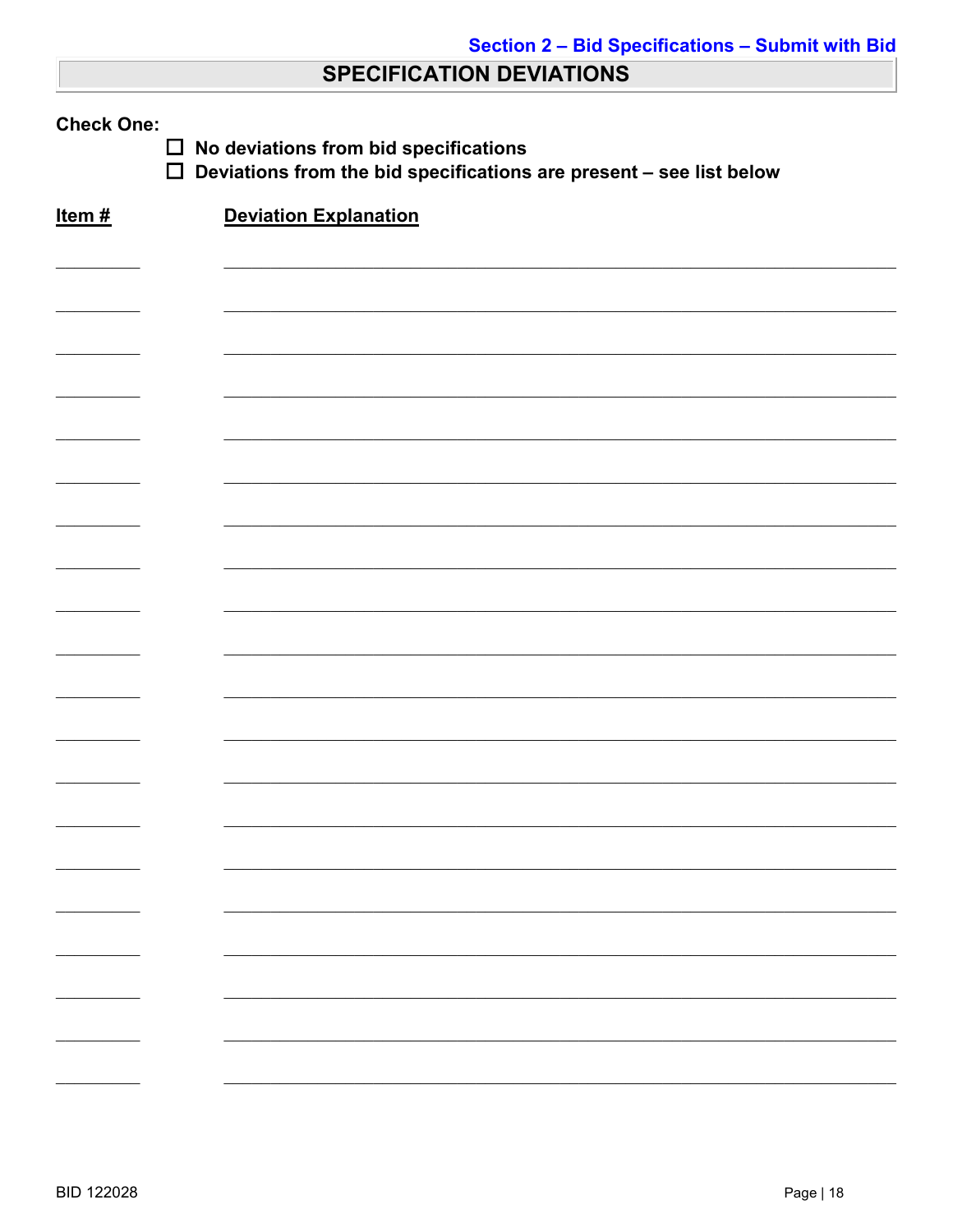## SPECIFICATION DEVIATIONS

**Check One:**

- ☐ **No deviations from bid specifications**
- ☐ **Deviations from the bid specifications are present – see list below**

| **Item #** | **Deviation Explanation** |
|---|---|
| | |
| | |
| | |
| | |
| | |
| | |
| | |
| | |
| | |
| | |
| | |
| | |
| | |
| | |
| | |
| | |
| | |
| | |
| | |
| | |